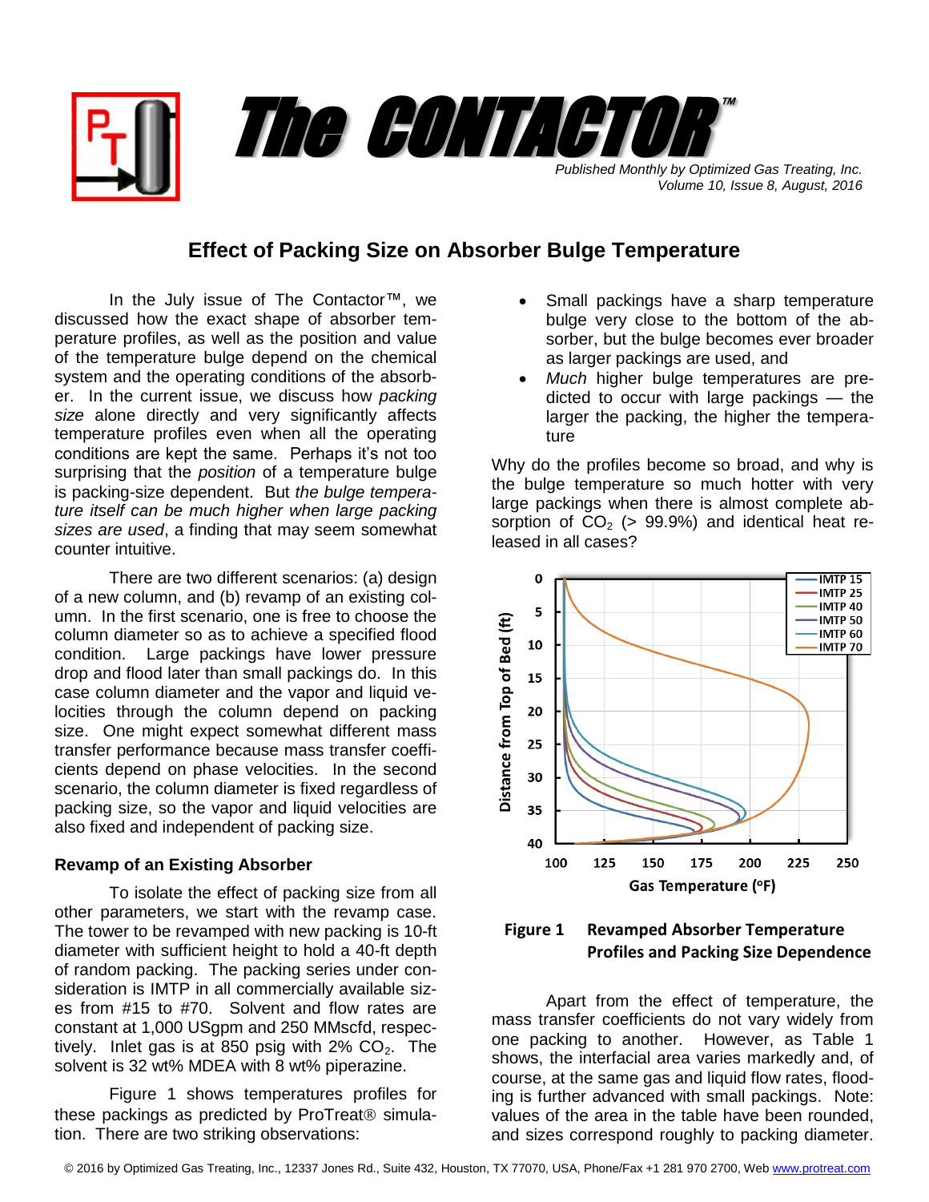# The CONTACTOR™

*Published Monthly by Optimized Gas Treating, Inc.*
*Volume 10, Issue 8, August, 2016*

## Effect of Packing Size on Absorber Bulge Temperature

In the July issue of The Contactor™, we discussed how the exact shape of absorber temperature profiles, as well as the position and value of the temperature bulge depend on the chemical system and the operating conditions of the absorber. In the current issue, we discuss how *packing size* alone directly and very significantly affects temperature profiles even when all the operating conditions are kept the same. Perhaps it's not too surprising that the *position* of a temperature bulge is packing-size dependent. But *the bulge temperature itself can be much higher when large packing sizes are used*, a finding that may seem somewhat counter intuitive.

There are two different scenarios: (a) design of a new column, and (b) revamp of an existing column. In the first scenario, one is free to choose the column diameter so as to achieve a specified flood condition. Large packings have lower pressure drop and flood later than small packings do. In this case column diameter and the vapor and liquid velocities through the column depend on packing size. One might expect somewhat different mass transfer performance because mass transfer coefficients depend on phase velocities. In the second scenario, the column diameter is fixed regardless of packing size, so the vapor and liquid velocities are also fixed and independent of packing size.

### Revamp of an Existing Absorber

To isolate the effect of packing size from all other parameters, we start with the revamp case. The tower to be revamped with new packing is 10-ft diameter with sufficient height to hold a 40-ft depth of random packing. The packing series under consideration is IMTP in all commercially available sizes from #15 to #70. Solvent and flow rates are constant at 1,000 USgpm and 250 MMscfd, respectively. Inlet gas is at 850 psig with 2% $CO_2$. The solvent is 32 wt% MDEA with 8 wt% piperazine.

Figure 1 shows temperatures profiles for these packings as predicted by ProTreat® simulation. There are two striking observations:

- Small packings have a sharp temperature bulge very close to the bottom of the absorber, but the bulge becomes ever broader as larger packings are used, and
- *Much* higher bulge temperatures are predicted to occur with large packings — the larger the packing, the higher the temperature

Why do the profiles become so broad, and why is the bulge temperature so much hotter with very large packings when there is almost complete absorption of $CO_2$ (> 99.9%) and identical heat released in all cases?

**Figure 1 Revamped Absorber Temperature Profiles and Packing Size Dependence**

Apart from the effect of temperature, the mass transfer coefficients do not vary widely from one packing to another. However, as Table 1 shows, the interfacial area varies markedly and, of course, at the same gas and liquid flow rates, flooding is further advanced with small packings. Note: values of the area in the table have been rounded, and sizes correspond roughly to packing diameter.

© 2016 by Optimized Gas Treating, Inc., 12337 Jones Rd., Suite 432, Houston, TX 77070, USA, Phone/Fax +1 281 970 2700, Web www.protreat.com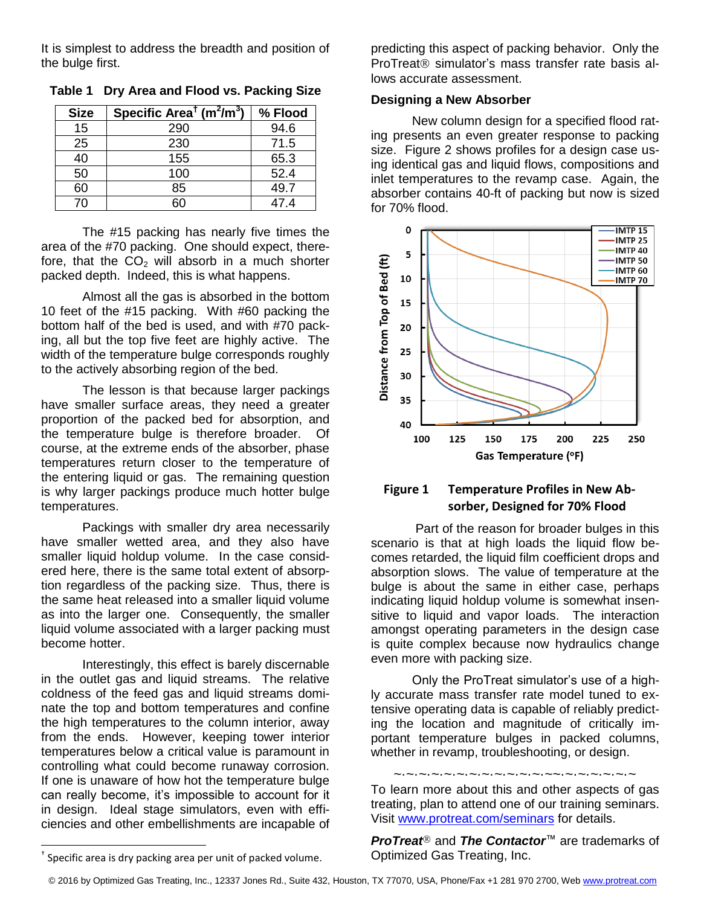It is simplest to address the breadth and position of the bulge first.

**Table 1 Dry Area and Flood vs. Packing Size**

| Size | Specific Area[†] ($m^2/m^3$) | % Flood |
|---|---|---|
| 15 | 290 | 94.6 |
| 25 | 230 | 71.5 |
| 40 | 155 | 65.3 |
| 50 | 100 | 52.4 |
| 60 | 85 | 49.7 |
| 70 | 60 | 47.4 |

The #15 packing has nearly five times the area of the #70 packing. One should expect, therefore, that the $CO_2$ will absorb in a much shorter packed depth. Indeed, this is what happens.

Almost all the gas is absorbed in the bottom 10 feet of the #15 packing. With #60 packing the bottom half of the bed is used, and with #70 packing, all but the top five feet are highly active. The width of the temperature bulge corresponds roughly to the actively absorbing region of the bed.

The lesson is that because larger packings have smaller surface areas, they need a greater proportion of the packed bed for absorption, and the temperature bulge is therefore broader. Of course, at the extreme ends of the absorber, phase temperatures return closer to the temperature of the entering liquid or gas. The remaining question is why larger packings produce much hotter bulge temperatures.

Packings with smaller dry area necessarily have smaller wetted area, and they also have smaller liquid holdup volume. In the case considered here, there is the same total extent of absorption regardless of the packing size. Thus, there is the same heat released into a smaller liquid volume as into the larger one. Consequently, the smaller liquid volume associated with a larger packing must become hotter.

Interestingly, this effect is barely discernable in the outlet gas and liquid streams. The relative coldness of the feed gas and liquid streams dominate the top and bottom temperatures and confine the high temperatures to the column interior, away from the ends. However, keeping tower interior temperatures below a critical value is paramount in controlling what could become runaway corrosion. If one is unaware of how hot the temperature bulge can really become, it's impossible to account for it in design. Ideal stage simulators, even with efficiencies and other embellishments are incapable of predicting this aspect of packing behavior. Only the ProTreat® simulator's mass transfer rate basis allows accurate assessment.

### Designing a New Absorber

New column design for a specified flood rating presents an even greater response to packing size. Figure 2 shows profiles for a design case using identical gas and liquid flows, compositions and inlet temperatures to the revamp case. Again, the absorber contains 40-ft of packing but now is sized for 70% flood.

Distance from Top of Bed (ft)
0
5
10
15
20
25
30
35
40
100
125
150
175
200
225
250
Gas Temperature (°F)
IMTP 15
IMTP 25
IMTP 40
IMTP 50
IMTP 60
IMTP 70

**Figure 1 Temperature Profiles in New Absorber, Designed for 70% Flood**

Part of the reason for broader bulges in this scenario is that at high loads the liquid flow becomes retarded, the liquid film coefficient drops and absorption slows. The value of temperature at the bulge is about the same in either case, perhaps indicating liquid holdup volume is somewhat insensitive to liquid and vapor loads. The interaction amongst operating parameters in the design case is quite complex because now hydraulics change even more with packing size.

Only the ProTreat simulator's use of a highly accurate mass transfer rate model tuned to extensive operating data is capable of reliably predicting the location and magnitude of critically important temperature bulges in packed columns, whether in revamp, troubleshooting, or design.

~.~.~.~.~.~.~.~.~.~.~.~.~.~.~~.~.~.~.~.~.~.~

To learn more about this and other aspects of gas treating, plan to attend one of our training seminars. Visit www.protreat.com/seminars for details.

***ProTreat***® and ***The Contactor***™ are trademarks of Optimized Gas Treating, Inc.

[†] Specific area is dry packing area per unit of packed volume.

© 2016 by Optimized Gas Treating, Inc., 12337 Jones Rd., Suite 432, Houston, TX 77070, USA, Phone/Fax +1 281 970 2700, Web www.protreat.com